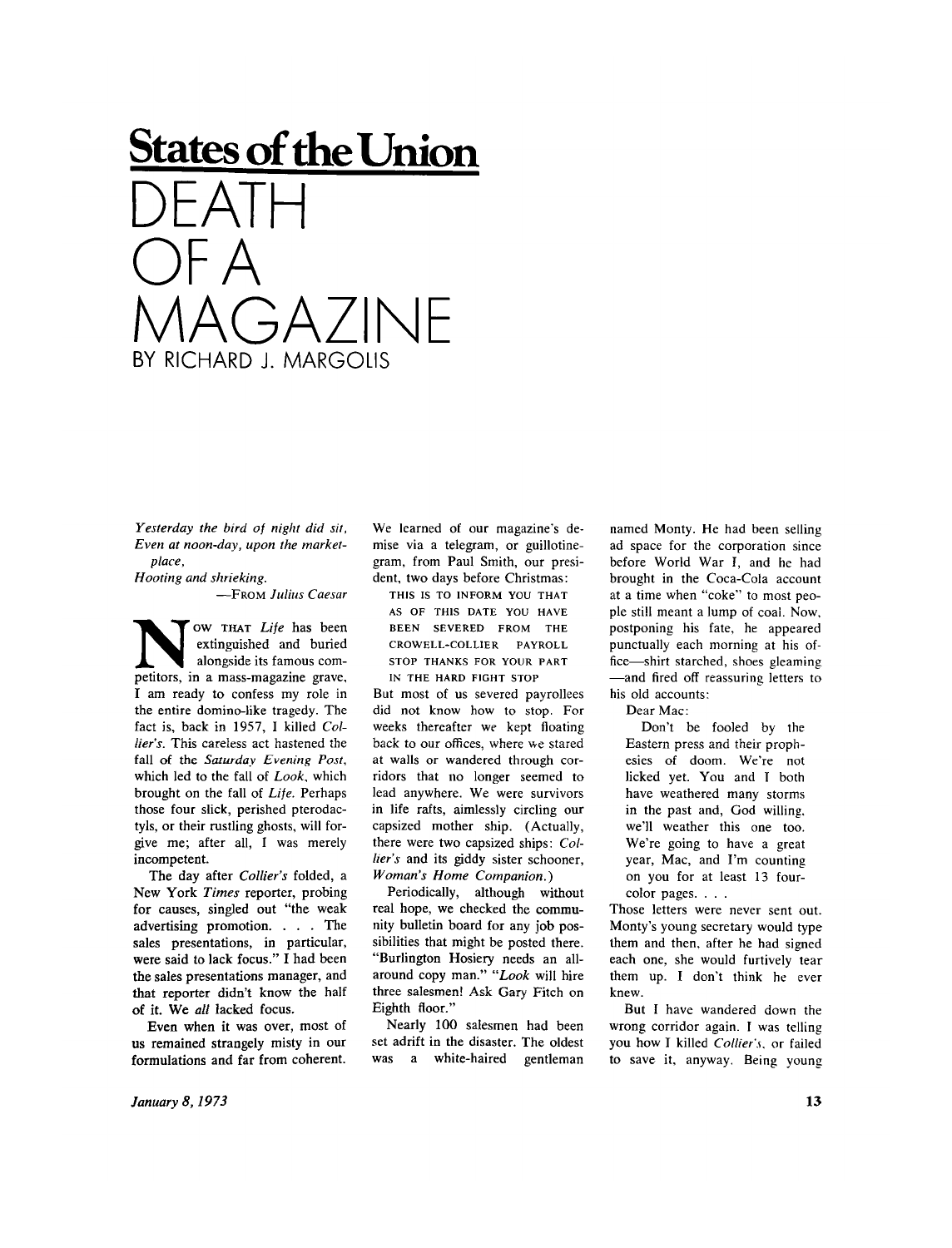## States of the Union

# DEATH OF A MAGAZINE

BY RICHARD J. MARGOLIS

*Yesterday the bird of night did sit,*
*Even at noon-day, upon the market-place,*
*Hooting and shrieking.*

—FROM *Julius Caesar*

NOW THAT *Life* has been extinguished and buried alongside its famous competitors, in a mass-magazine grave, I am ready to confess my role in the entire domino-like tragedy. The fact is, back in 1957, I killed *Collier's*. This careless act hastened the fall of the *Saturday Evening Post*, which led to the fall of *Look*, which brought on the fall of *Life*. Perhaps those four slick, perished pterodactyls, or their rustling ghosts, will forgive me; after all, I was merely incompetent.

The day after *Collier's* folded, a New York *Times* reporter, probing for causes, singled out "the weak advertising promotion. . . . The sales presentations, in particular, were said to lack focus." I had been the sales presentations manager, and that reporter didn't know the half of it. We *all* lacked focus.

Even when it was over, most of us remained strangely misty in our formulations and far from coherent. We learned of our magazine's demise via a telegram, or guillotine-gram, from Paul Smith, our president, two days before Christmas:

THIS IS TO INFORM YOU THAT AS OF THIS DATE YOU HAVE BEEN SEVERED FROM THE CROWELL-COLLIER PAYROLL STOP THANKS FOR YOUR PART IN THE HARD FIGHT STOP

But most of us severed payrollees did not know how to stop. For weeks thereafter we kept floating back to our offices, where we stared at walls or wandered through corridors that no longer seemed to lead anywhere. We were survivors in life rafts, aimlessly circling our capsized mother ship. (Actually, there were two capsized ships: *Collier's* and its giddy sister schooner, *Woman's Home Companion*.)

Periodically, although without real hope, we checked the community bulletin board for any job possibilities that might be posted there. "Burlington Hosiery needs an all-around copy man." "*Look* will hire three salesmen! Ask Gary Fitch on Eighth floor."

Nearly 100 salesmen had been set adrift in the disaster. The oldest was a white-haired gentleman named Monty. He had been selling ad space for the corporation since before World War I, and he had brought in the Coca-Cola account at a time when "coke" to most people still meant a lump of coal. Now, postponing his fate, he appeared punctually each morning at his office—shirt starched, shoes gleaming—and fired off reassuring letters to his old accounts:

Dear Mac:

Don't be fooled by the Eastern press and their prophesies of doom. We're not licked yet. You and I both have weathered many storms in the past and, God willing, we'll weather this one too. We're going to have a great year, Mac, and I'm counting on you for at least 13 four-color pages. . . .

Those letters were never sent out. Monty's young secretary would type them and then, after he had signed each one, she would furtively tear them up. I don't think he ever knew.

But I have wandered down the wrong corridor again. I was telling you how I killed *Collier's*, or failed to save it, anyway. Being young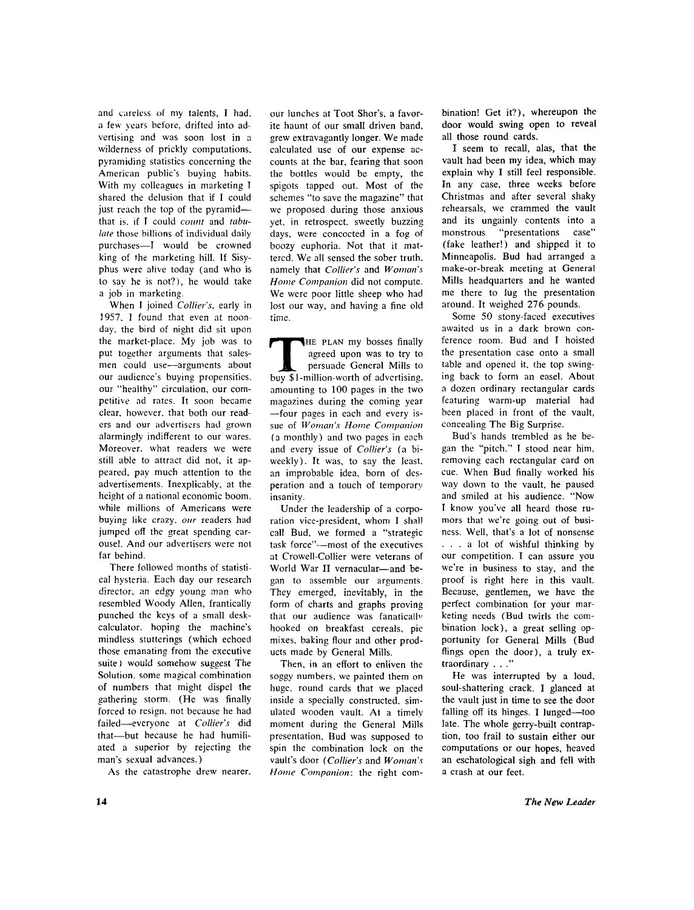and careless of my talents, I had, a few years before, drifted into advertising and was soon lost in a wilderness of prickly computations, pyramiding statistics concerning the American public's buying habits. With my colleagues in marketing I shared the delusion that if I could just reach the top of the pyramid—that is, if I could *count* and *tabulate* those billions of individual daily purchases—I would be crowned king of the marketing hill. If Sisyphus were alive today (and who is to say he is not?), he would take a job in marketing.

When I joined *Collier's*, early in 1957, I found that even at noonday, the bird of night did sit upon the market-place. My job was to put together arguments that salesmen could use—arguments about our audience's buying propensities, our "healthy" circulation, our competitive ad rates. It soon became clear, however, that both our readers and our advertisers had grown alarmingly indifferent to our wares. Moreover, what readers we were still able to attract did not, it appeared, pay much attention to the advertisements. Inexplicably, at the height of a national economic boom, while millions of Americans were buying like crazy, *our* readers had jumped off the great spending carousel. And our advertisers were not far behind.

There followed months of statistical hysteria. Each day our research director, an edgy young man who resembled Woody Allen, frantically punched the keys of a small desk-calculator, hoping the machine's mindless stutterings (which echoed those emanating from the executive suite) would somehow suggest The Solution, some magical combination of numbers that might dispel the gathering storm. (He was finally forced to resign, not because he had failed—everyone at *Collier's* did that—but because he had humiliated a superior by rejecting the man's sexual advances.)

As the catastrophe drew nearer, our lunches at Toot Shor's, a favorite haunt of our small driven band, grew extravagantly longer. We made calculated use of our expense accounts at the bar, fearing that soon the bottles would be empty, the spigots tapped out. Most of the schemes "to save the magazine" that we proposed during those anxious yet, in retrospect, sweetly buzzing days, were concocted in a fog of boozy euphoria. Not that it mattered. We all sensed the sober truth, namely that *Collier's* and *Woman's Home Companion* did not compute. We were poor little sheep who had lost our way, and having a fine old time.

THE PLAN my bosses finally agreed upon was to try to persuade General Mills to buy $1-million-worth of advertising, amounting to 100 pages in the two magazines during the coming year—four pages in each and every issue of *Woman's Home Companion* (a monthly) and two pages in each and every issue of *Collier's* (a bi-weekly). It was, to say the least, an improbable idea, born of desperation and a touch of temporary insanity.

Under the leadership of a corporation vice-president, whom I shall call Bud, we formed a "strategic task force"—most of the executives at Crowell-Collier were veterans of World War II vernacular—and began to assemble our arguments. They emerged, inevitably, in the form of charts and graphs proving that our audience was fanatically hooked on breakfast cereals, pie mixes, baking flour and other products made by General Mills.

Then, in an effort to enliven the soggy numbers, we painted them on huge, round cards that we placed inside a specially constructed, simulated wooden vault. At a timely moment during the General Mills presentation, Bud was supposed to spin the combination lock on the vault's door (*Collier's* and *Woman's Home Companion*: the right combination! Get it?), whereupon the door would swing open to reveal all those round cards.

I seem to recall, alas, that the vault had been my idea, which may explain why I still feel responsible. In any case, three weeks before Christmas and after several shaky rehearsals, we crammed the vault and its ungainly contents into a monstrous "presentations case" (fake leather!) and shipped it to Minneapolis. Bud had arranged a make-or-break meeting at General Mills headquarters and he wanted me there to lug the presentation around. It weighed 276 pounds.

Some 50 stony-faced executives awaited us in a dark brown conference room. Bud and I hoisted the presentation case onto a small table and opened it, the top swinging back to form an easel. About a dozen ordinary rectangular cards featuring warm-up material had been placed in front of the vault, concealing The Big Surprise.

Bud's hands trembled as he began the "pitch." I stood near him, removing each rectangular card on cue. When Bud finally worked his way down to the vault, he paused and smiled at his audience. "Now I know you've all heard those rumors that we're going out of business. Well, that's a lot of nonsense . . . a lot of wishful thinking by our competition. I can assure you we're in business to stay, and the proof is right here in this vault. Because, gentlemen, we have the perfect combination for your marketing needs (Bud twirls the combination lock), a great selling opportunity for General Mills (Bud flings open the door), a truly extraordinary . . ."

He was interrupted by a loud, soul-shattering crack. I glanced at the vault just in time to see the door falling off its hinges. I lunged—too late. The whole gerry-built contraption, too frail to sustain either our computations or our hopes, heaved an eschatological sigh and fell with a crash at our feet.